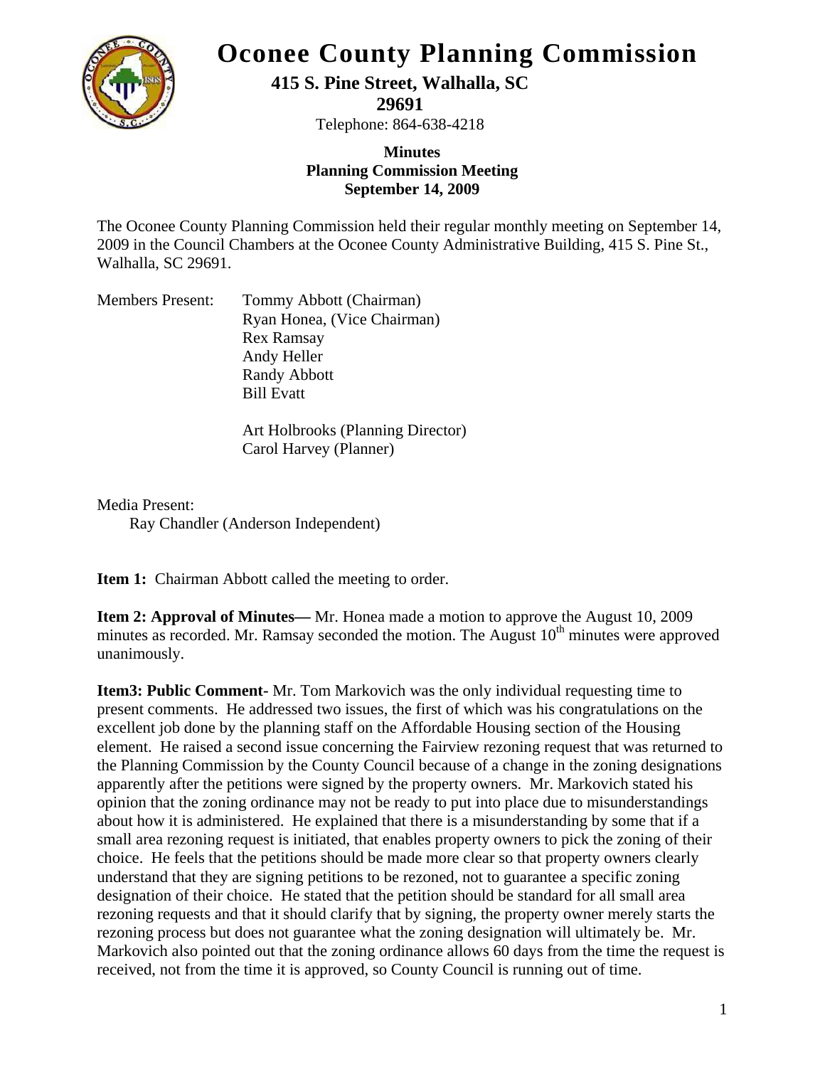# Oconee County Planning Commission

**415 S. Pine Street, Walhalla, SC 29691**

Telephone: 864-638-4218

**Minutes**
**Planning Commission Meeting**
**September 14, 2009**

The Oconee County Planning Commission held their regular monthly meeting on September 14, 2009 in the Council Chambers at the Oconee County Administrative Building, 415 S. Pine St., Walhalla, SC 29691.

Members Present:
- Tommy Abbott (Chairman)
- Ryan Honea, (Vice Chairman)
- Rex Ramsay
- Andy Heller
- Randy Abbott
- Bill Evatt

- Art Holbrooks (Planning Director)
- Carol Harvey (Planner)

Media Present:
- Ray Chandler (Anderson Independent)

**Item 1:** Chairman Abbott called the meeting to order.

**Item 2: Approval of Minutes—** Mr. Honea made a motion to approve the August 10, 2009 minutes as recorded. Mr. Ramsay seconded the motion. The August 10th minutes were approved unanimously.

**Item3: Public Comment-** Mr. Tom Markovich was the only individual requesting time to present comments. He addressed two issues, the first of which was his congratulations on the excellent job done by the planning staff on the Affordable Housing section of the Housing element. He raised a second issue concerning the Fairview rezoning request that was returned to the Planning Commission by the County Council because of a change in the zoning designations apparently after the petitions were signed by the property owners. Mr. Markovich stated his opinion that the zoning ordinance may not be ready to put into place due to misunderstandings about how it is administered. He explained that there is a misunderstanding by some that if a small area rezoning request is initiated, that enables property owners to pick the zoning of their choice. He feels that the petitions should be made more clear so that property owners clearly understand that they are signing petitions to be rezoned, not to guarantee a specific zoning designation of their choice. He stated that the petition should be standard for all small area rezoning requests and that it should clarify that by signing, the property owner merely starts the rezoning process but does not guarantee what the zoning designation will ultimately be. Mr. Markovich also pointed out that the zoning ordinance allows 60 days from the time the request is received, not from the time it is approved, so County Council is running out of time.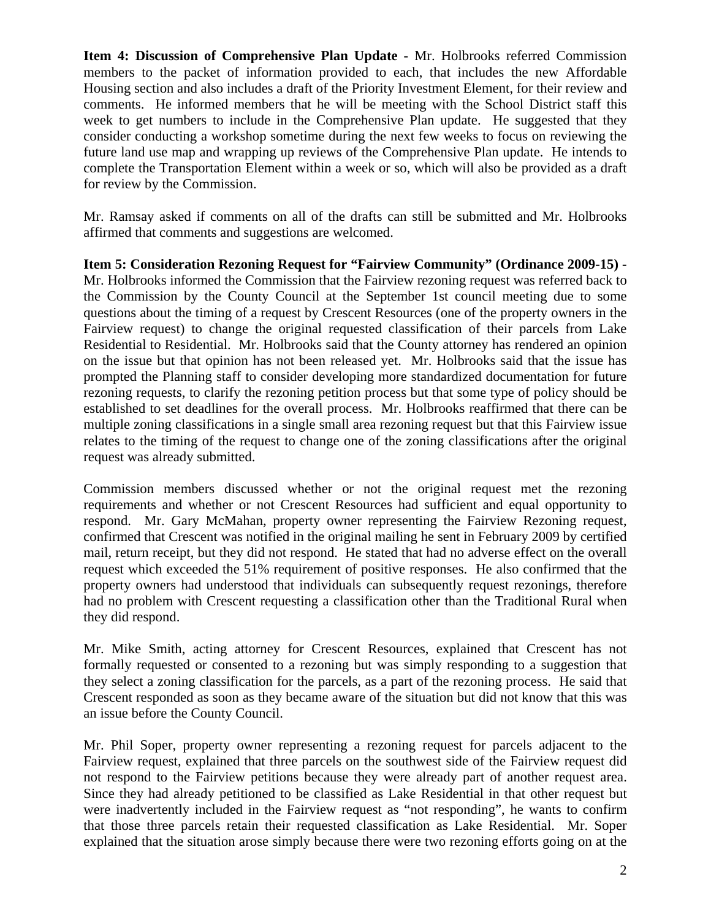**Item 4: Discussion of Comprehensive Plan Update -** Mr. Holbrooks referred Commission members to the packet of information provided to each, that includes the new Affordable Housing section and also includes a draft of the Priority Investment Element, for their review and comments. He informed members that he will be meeting with the School District staff this week to get numbers to include in the Comprehensive Plan update. He suggested that they consider conducting a workshop sometime during the next few weeks to focus on reviewing the future land use map and wrapping up reviews of the Comprehensive Plan update. He intends to complete the Transportation Element within a week or so, which will also be provided as a draft for review by the Commission.

Mr. Ramsay asked if comments on all of the drafts can still be submitted and Mr. Holbrooks affirmed that comments and suggestions are welcomed.

**Item 5: Consideration Rezoning Request for "Fairview Community" (Ordinance 2009-15) -** Mr. Holbrooks informed the Commission that the Fairview rezoning request was referred back to the Commission by the County Council at the September 1st council meeting due to some questions about the timing of a request by Crescent Resources (one of the property owners in the Fairview request) to change the original requested classification of their parcels from Lake Residential to Residential. Mr. Holbrooks said that the County attorney has rendered an opinion on the issue but that opinion has not been released yet. Mr. Holbrooks said that the issue has prompted the Planning staff to consider developing more standardized documentation for future rezoning requests, to clarify the rezoning petition process but that some type of policy should be established to set deadlines for the overall process. Mr. Holbrooks reaffirmed that there can be multiple zoning classifications in a single small area rezoning request but that this Fairview issue relates to the timing of the request to change one of the zoning classifications after the original request was already submitted.

Commission members discussed whether or not the original request met the rezoning requirements and whether or not Crescent Resources had sufficient and equal opportunity to respond. Mr. Gary McMahan, property owner representing the Fairview Rezoning request, confirmed that Crescent was notified in the original mailing he sent in February 2009 by certified mail, return receipt, but they did not respond. He stated that had no adverse effect on the overall request which exceeded the 51% requirement of positive responses. He also confirmed that the property owners had understood that individuals can subsequently request rezonings, therefore had no problem with Crescent requesting a classification other than the Traditional Rural when they did respond.

Mr. Mike Smith, acting attorney for Crescent Resources, explained that Crescent has not formally requested or consented to a rezoning but was simply responding to a suggestion that they select a zoning classification for the parcels, as a part of the rezoning process. He said that Crescent responded as soon as they became aware of the situation but did not know that this was an issue before the County Council.

Mr. Phil Soper, property owner representing a rezoning request for parcels adjacent to the Fairview request, explained that three parcels on the southwest side of the Fairview request did not respond to the Fairview petitions because they were already part of another request area. Since they had already petitioned to be classified as Lake Residential in that other request but were inadvertently included in the Fairview request as "not responding", he wants to confirm that those three parcels retain their requested classification as Lake Residential. Mr. Soper explained that the situation arose simply because there were two rezoning efforts going on at the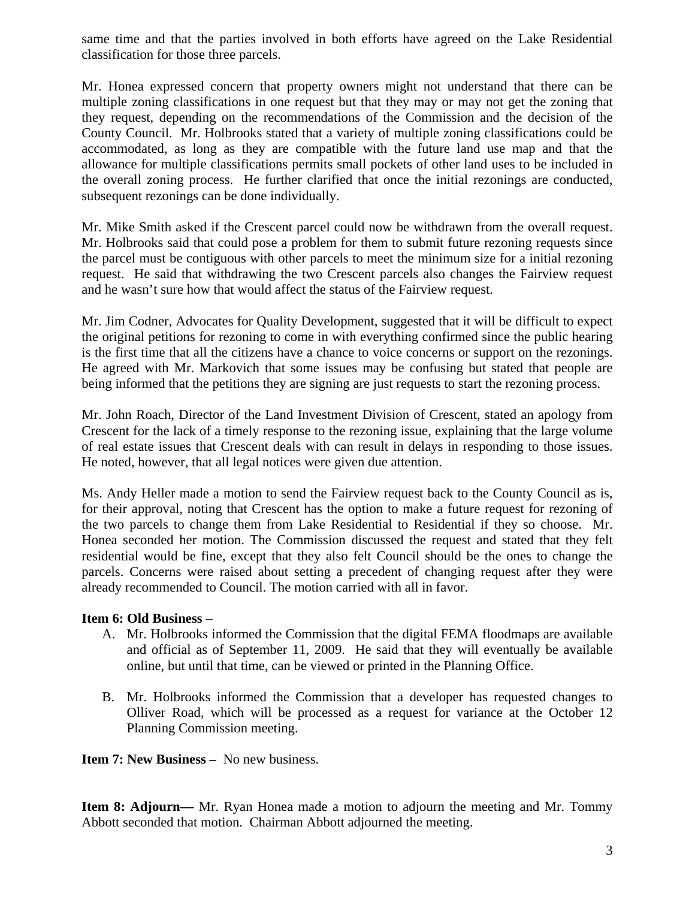same time and that the parties involved in both efforts have agreed on the Lake Residential classification for those three parcels.

Mr. Honea expressed concern that property owners might not understand that there can be multiple zoning classifications in one request but that they may or may not get the zoning that they request, depending on the recommendations of the Commission and the decision of the County Council. Mr. Holbrooks stated that a variety of multiple zoning classifications could be accommodated, as long as they are compatible with the future land use map and that the allowance for multiple classifications permits small pockets of other land uses to be included in the overall zoning process. He further clarified that once the initial rezonings are conducted, subsequent rezonings can be done individually.

Mr. Mike Smith asked if the Crescent parcel could now be withdrawn from the overall request. Mr. Holbrooks said that could pose a problem for them to submit future rezoning requests since the parcel must be contiguous with other parcels to meet the minimum size for a initial rezoning request. He said that withdrawing the two Crescent parcels also changes the Fairview request and he wasn't sure how that would affect the status of the Fairview request.

Mr. Jim Codner, Advocates for Quality Development, suggested that it will be difficult to expect the original petitions for rezoning to come in with everything confirmed since the public hearing is the first time that all the citizens have a chance to voice concerns or support on the rezonings. He agreed with Mr. Markovich that some issues may be confusing but stated that people are being informed that the petitions they are signing are just requests to start the rezoning process.

Mr. John Roach, Director of the Land Investment Division of Crescent, stated an apology from Crescent for the lack of a timely response to the rezoning issue, explaining that the large volume of real estate issues that Crescent deals with can result in delays in responding to those issues. He noted, however, that all legal notices were given due attention.

Ms. Andy Heller made a motion to send the Fairview request back to the County Council as is, for their approval, noting that Crescent has the option to make a future request for rezoning of the two parcels to change them from Lake Residential to Residential if they so choose. Mr. Honea seconded her motion. The Commission discussed the request and stated that they felt residential would be fine, except that they also felt Council should be the ones to change the parcels. Concerns were raised about setting a precedent of changing request after they were already recommended to Council. The motion carried with all in favor.

**Item 6: Old Business** –

A. Mr. Holbrooks informed the Commission that the digital FEMA floodmaps are available and official as of September 11, 2009. He said that they will eventually be available online, but until that time, can be viewed or printed in the Planning Office.

B. Mr. Holbrooks informed the Commission that a developer has requested changes to Olliver Road, which will be processed as a request for variance at the October 12 Planning Commission meeting.

**Item 7: New Business –** No new business.

**Item 8: Adjourn—** Mr. Ryan Honea made a motion to adjourn the meeting and Mr. Tommy Abbott seconded that motion. Chairman Abbott adjourned the meeting.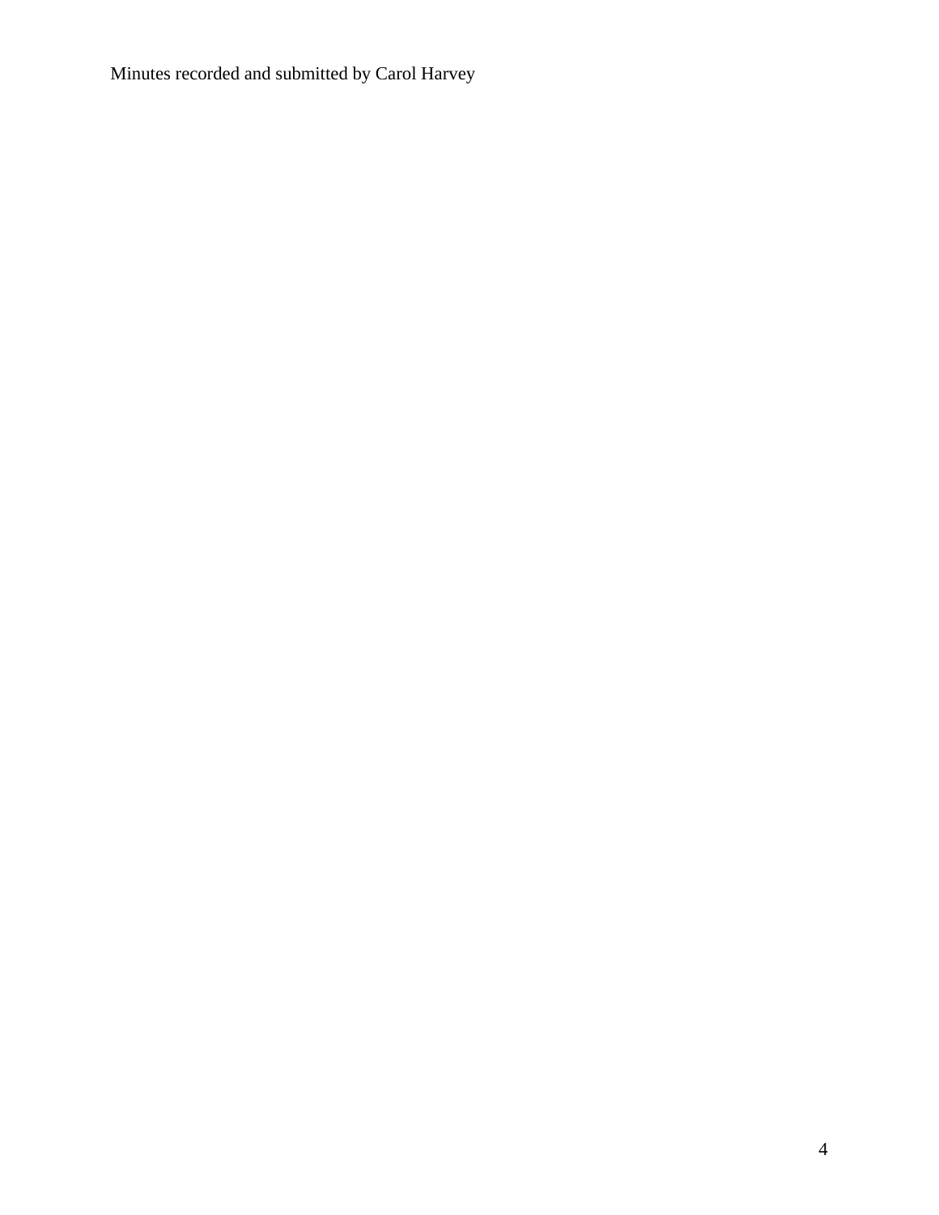Minutes recorded and submitted by Carol Harvey